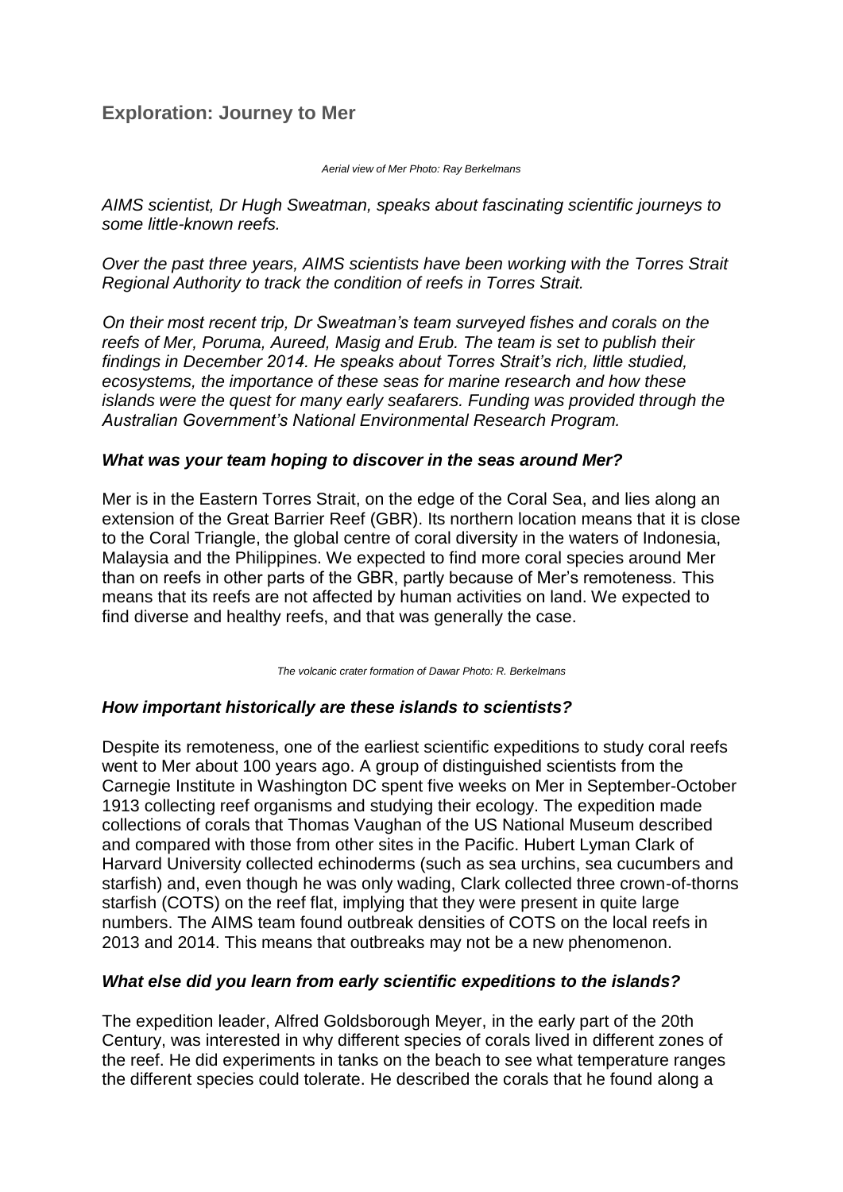## Exploration: Journey to Mer

*Aerial view of Mer Photo: Ray Berkelmans*

*AIMS scientist, Dr Hugh Sweatman, speaks about fascinating scientific journeys to some little-known reefs.*

*Over the past three years, AIMS scientists have been working with the Torres Strait Regional Authority to track the condition of reefs in Torres Strait.*

*On their most recent trip, Dr Sweatman's team surveyed fishes and corals on the reefs of Mer, Poruma, Aureed, Masig and Erub. The team is set to publish their findings in December 2014. He speaks about Torres Strait's rich, little studied, ecosystems, the importance of these seas for marine research and how these islands were the quest for many early seafarers. Funding was provided through the Australian Government's National Environmental Research Program.*

### *What was your team hoping to discover in the seas around Mer?*

Mer is in the Eastern Torres Strait, on the edge of the Coral Sea, and lies along an extension of the Great Barrier Reef (GBR). Its northern location means that it is close to the Coral Triangle, the global centre of coral diversity in the waters of Indonesia, Malaysia and the Philippines. We expected to find more coral species around Mer than on reefs in other parts of the GBR, partly because of Mer's remoteness. This means that its reefs are not affected by human activities on land. We expected to find diverse and healthy reefs, and that was generally the case.

*The volcanic crater formation of Dawar Photo: R. Berkelmans*

### *How important historically are these islands to scientists?*

Despite its remoteness, one of the earliest scientific expeditions to study coral reefs went to Mer about 100 years ago. A group of distinguished scientists from the Carnegie Institute in Washington DC spent five weeks on Mer in September-October 1913 collecting reef organisms and studying their ecology. The expedition made collections of corals that Thomas Vaughan of the US National Museum described and compared with those from other sites in the Pacific. Hubert Lyman Clark of Harvard University collected echinoderms (such as sea urchins, sea cucumbers and starfish) and, even though he was only wading, Clark collected three crown-of-thorns starfish (COTS) on the reef flat, implying that they were present in quite large numbers. The AIMS team found outbreak densities of COTS on the local reefs in 2013 and 2014. This means that outbreaks may not be a new phenomenon.

### *What else did you learn from early scientific expeditions to the islands?*

The expedition leader, Alfred Goldsborough Meyer, in the early part of the 20th Century, was interested in why different species of corals lived in different zones of the reef. He did experiments in tanks on the beach to see what temperature ranges the different species could tolerate. He described the corals that he found along a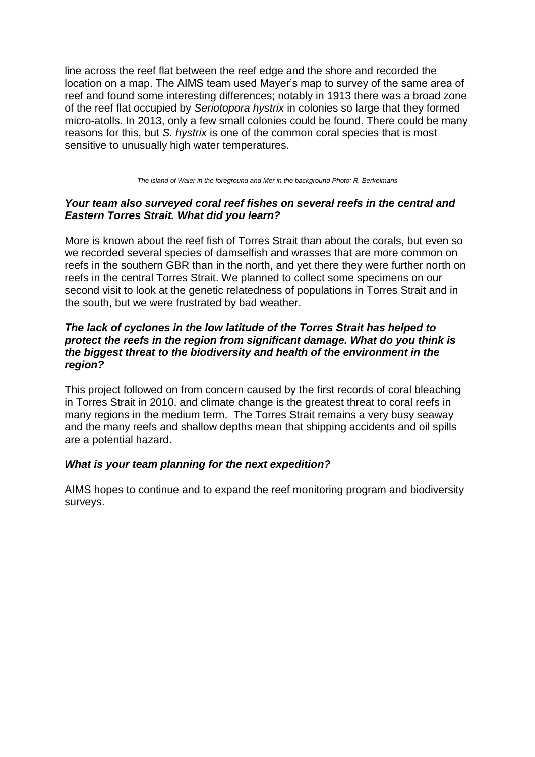line across the reef flat between the reef edge and the shore and recorded the location on a map. The AIMS team used Mayer's map to survey of the same area of reef and found some interesting differences; notably in 1913 there was a broad zone of the reef flat occupied by *Seriotopora hystrix* in colonies so large that they formed micro-atolls. In 2013, only a few small colonies could be found. There could be many reasons for this, but *S. hystrix* is one of the common coral species that is most sensitive to unusually high water temperatures.

*The island of Waier in the foreground and Mer in the background Photo: R. Berkelmans*

***Your team also surveyed coral reef fishes on several reefs in the central and Eastern Torres Strait. What did you learn?***

More is known about the reef fish of Torres Strait than about the corals, but even so we recorded several species of damselfish and wrasses that are more common on reefs in the southern GBR than in the north, and yet there they were further north on reefs in the central Torres Strait. We planned to collect some specimens on our second visit to look at the genetic relatedness of populations in Torres Strait and in the south, but we were frustrated by bad weather.

***The lack of cyclones in the low latitude of the Torres Strait has helped to protect the reefs in the region from significant damage. What do you think is the biggest threat to the biodiversity and health of the environment in the region?***

This project followed on from concern caused by the first records of coral bleaching in Torres Strait in 2010, and climate change is the greatest threat to coral reefs in many regions in the medium term. The Torres Strait remains a very busy seaway and the many reefs and shallow depths mean that shipping accidents and oil spills are a potential hazard.

***What is your team planning for the next expedition?***

AIMS hopes to continue and to expand the reef monitoring program and biodiversity surveys.